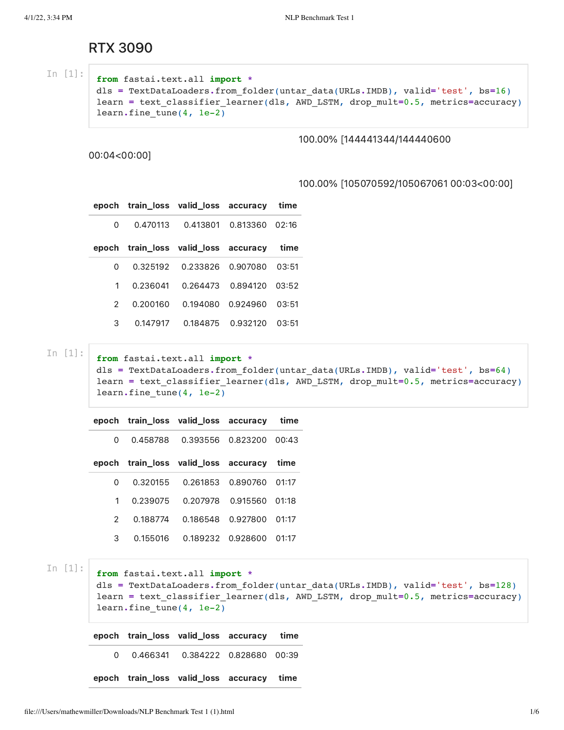# RTX 3090

In [1]:

```
from fastai.text.all import *
dls = TextDataLoaders.from_folder(untar_data(URLs.IMDB), valid='test', bs=16)
learn = text_classifier_learner(dls, AWD_LSTM, drop_mult=0.5, metrics=accuracy)
learn.fine_tune(4, 1e-2)
```

100.00% [144441344/144440600 00:04<00:00]

100.00% [105070592/105067061 00:03<00:00]

| epoch | train_loss | valid_loss | accuracy | time |
| --- | --- | --- | --- | --- |
| 0 | 0.470113 | 0.413801 | 0.813360 | 02:16 |

| epoch | train_loss | valid_loss | accuracy | time |
| --- | --- | --- | --- | --- |
| 0 | 0.325192 | 0.233826 | 0.907080 | 03:51 |
| 1 | 0.236041 | 0.264473 | 0.894120 | 03:52 |
| 2 | 0.200160 | 0.194080 | 0.924960 | 03:51 |
| 3 | 0.147917 | 0.184875 | 0.932120 | 03:51 |

In [1]:

```
from fastai.text.all import *
dls = TextDataLoaders.from_folder(untar_data(URLs.IMDB), valid='test', bs=64)
learn = text_classifier_learner(dls, AWD_LSTM, drop_mult=0.5, metrics=accuracy)
learn.fine_tune(4, 1e-2)
```

| epoch | train_loss | valid_loss | accuracy | time |
| --- | --- | --- | --- | --- |
| 0 | 0.458788 | 0.393556 | 0.823200 | 00:43 |

| epoch | train_loss | valid_loss | accuracy | time |
| --- | --- | --- | --- | --- |
| 0 | 0.320155 | 0.261853 | 0.890760 | 01:17 |
| 1 | 0.239075 | 0.207978 | 0.915560 | 01:18 |
| 2 | 0.188774 | 0.186548 | 0.927800 | 01:17 |
| 3 | 0.155016 | 0.189232 | 0.928600 | 01:17 |

In [1]:

```
from fastai.text.all import *
dls = TextDataLoaders.from_folder(untar_data(URLs.IMDB), valid='test', bs=128)
learn = text_classifier_learner(dls, AWD_LSTM, drop_mult=0.5, metrics=accuracy)
learn.fine_tune(4, 1e-2)
```

| epoch | train_loss | valid_loss | accuracy | time |
| --- | --- | --- | --- | --- |
| 0 | 0.466341 | 0.384222 | 0.828680 | 00:39 |

| epoch | train_loss | valid_loss | accuracy | time |
| --- | --- | --- | --- | --- |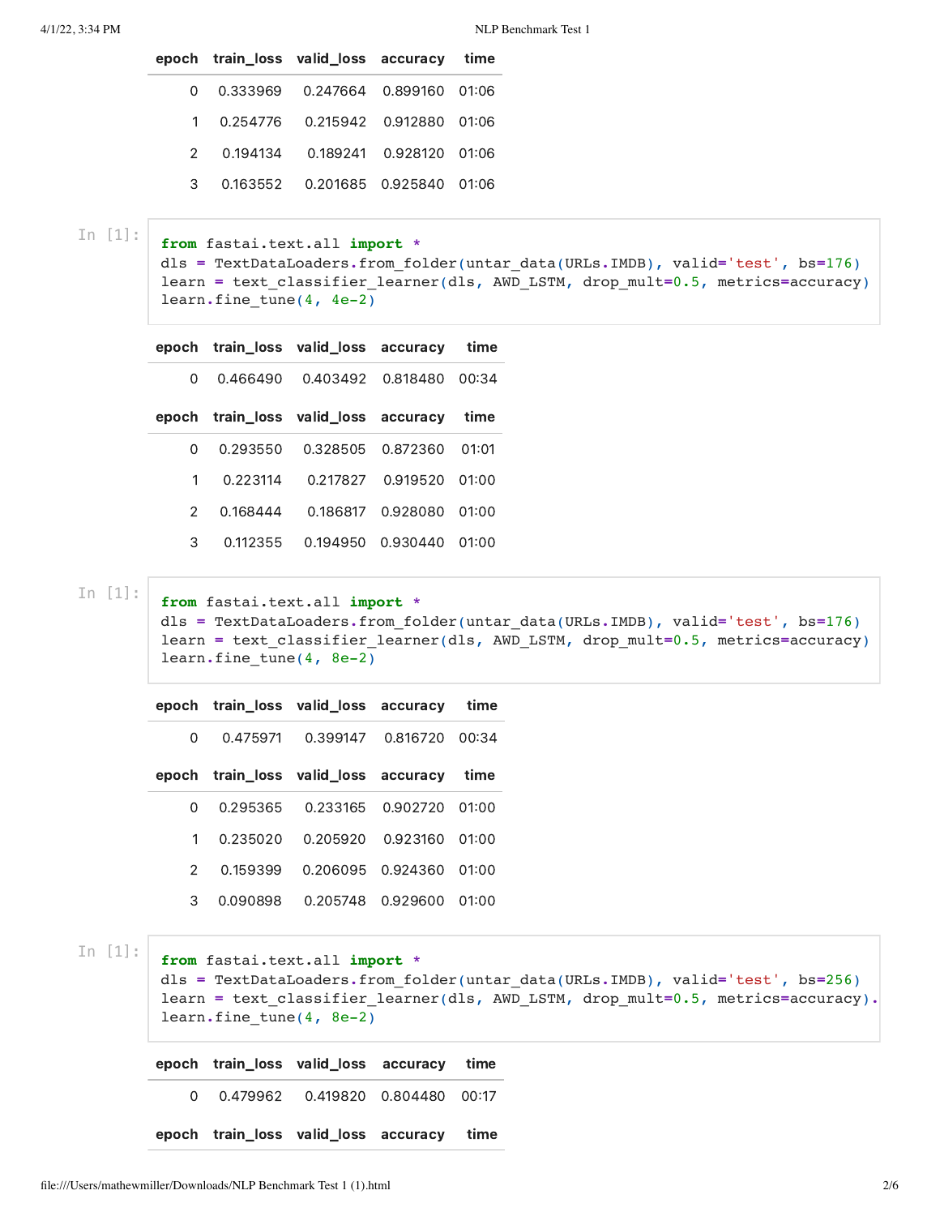| epoch | train_loss | valid_loss | accuracy | time |
|---|---|---|---|---|
| 0 | 0.333969 | 0.247664 | 0.899160 | 01:06 |
| 1 | 0.254776 | 0.215942 | 0.912880 | 01:06 |
| 2 | 0.194134 | 0.189241 | 0.928120 | 01:06 |
| 3 | 0.163552 | 0.201685 | 0.925840 | 01:06 |

In [1]:

```
from fastai.text.all import *
dls = TextDataLoaders.from_folder(untar_data(URLs.IMDB), valid='test', bs=176)
learn = text_classifier_learner(dls, AWD_LSTM, drop_mult=0.5, metrics=accuracy)
learn.fine_tune(4, 4e-2)
```

| epoch | train_loss | valid_loss | accuracy | time |
|---|---|---|---|---|
| 0 | 0.466490 | 0.403492 | 0.818480 | 00:34 |

| epoch | train_loss | valid_loss | accuracy | time |
|---|---|---|---|---|
| 0 | 0.293550 | 0.328505 | 0.872360 | 01:01 |
| 1 | 0.223114 | 0.217827 | 0.919520 | 01:00 |
| 2 | 0.168444 | 0.186817 | 0.928080 | 01:00 |
| 3 | 0.112355 | 0.194950 | 0.930440 | 01:00 |

In [1]:

```
from fastai.text.all import *
dls = TextDataLoaders.from_folder(untar_data(URLs.IMDB), valid='test', bs=176)
learn = text_classifier_learner(dls, AWD_LSTM, drop_mult=0.5, metrics=accuracy)
learn.fine_tune(4, 8e-2)
```

| epoch | train_loss | valid_loss | accuracy | time |
|---|---|---|---|---|
| 0 | 0.475971 | 0.399147 | 0.816720 | 00:34 |

| epoch | train_loss | valid_loss | accuracy | time |
|---|---|---|---|---|
| 0 | 0.295365 | 0.233165 | 0.902720 | 01:00 |
| 1 | 0.235020 | 0.205920 | 0.923160 | 01:00 |
| 2 | 0.159399 | 0.206095 | 0.924360 | 01:00 |
| 3 | 0.090898 | 0.205748 | 0.929600 | 01:00 |

In [1]:

```
from fastai.text.all import *
dls = TextDataLoaders.from_folder(untar_data(URLs.IMDB), valid='test', bs=256)
learn = text_classifier_learner(dls, AWD_LSTM, drop_mult=0.5, metrics=accuracy).
learn.fine_tune(4, 8e-2)
```

| epoch | train_loss | valid_loss | accuracy | time |
|---|---|---|---|---|
| 0 | 0.479962 | 0.419820 | 0.804480 | 00:17 |

| epoch | train_loss | valid_loss | accuracy | time |
|---|---|---|---|---|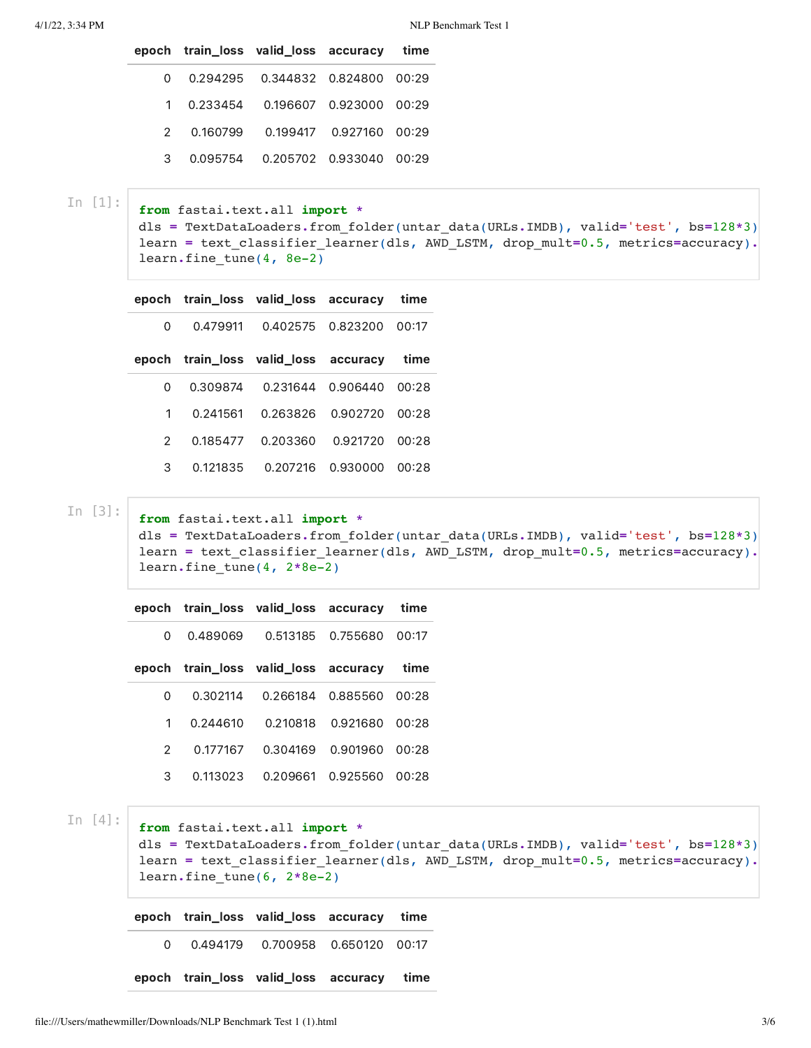| epoch | train_loss | valid_loss | accuracy | time |
|---|---|---|---|---|
| 0 | 0.294295 | 0.344832 | 0.824800 | 00:29 |
| 1 | 0.233454 | 0.196607 | 0.923000 | 00:29 |
| 2 | 0.160799 | 0.199417 | 0.927160 | 00:29 |
| 3 | 0.095754 | 0.205702 | 0.933040 | 00:29 |

In [1]:

```
from fastai.text.all import *
dls = TextDataLoaders.from_folder(untar_data(URLs.IMDB), valid='test', bs=128*3)
learn = text_classifier_learner(dls, AWD_LSTM, drop_mult=0.5, metrics=accuracy).
learn.fine_tune(4, 8e-2)
```

| epoch | train_loss | valid_loss | accuracy | time |
|---|---|---|---|---|
| 0 | 0.479911 | 0.402575 | 0.823200 | 00:17 |

| epoch | train_loss | valid_loss | accuracy | time |
|---|---|---|---|---|
| 0 | 0.309874 | 0.231644 | 0.906440 | 00:28 |
| 1 | 0.241561 | 0.263826 | 0.902720 | 00:28 |
| 2 | 0.185477 | 0.203360 | 0.921720 | 00:28 |
| 3 | 0.121835 | 0.207216 | 0.930000 | 00:28 |

In [3]:

```
from fastai.text.all import *
dls = TextDataLoaders.from_folder(untar_data(URLs.IMDB), valid='test', bs=128*3)
learn = text_classifier_learner(dls, AWD_LSTM, drop_mult=0.5, metrics=accuracy).
learn.fine_tune(4, 2*8e-2)
```

| epoch | train_loss | valid_loss | accuracy | time |
|---|---|---|---|---|
| 0 | 0.489069 | 0.513185 | 0.755680 | 00:17 |

| epoch | train_loss | valid_loss | accuracy | time |
|---|---|---|---|---|
| 0 | 0.302114 | 0.266184 | 0.885560 | 00:28 |
| 1 | 0.244610 | 0.210818 | 0.921680 | 00:28 |
| 2 | 0.177167 | 0.304169 | 0.901960 | 00:28 |
| 3 | 0.113023 | 0.209661 | 0.925560 | 00:28 |

In [4]:

```
from fastai.text.all import *
dls = TextDataLoaders.from_folder(untar_data(URLs.IMDB), valid='test', bs=128*3)
learn = text_classifier_learner(dls, AWD_LSTM, drop_mult=0.5, metrics=accuracy).
learn.fine_tune(6, 2*8e-2)
```

| epoch | train_loss | valid_loss | accuracy | time |
|---|---|---|---|---|
| 0 | 0.494179 | 0.700958 | 0.650120 | 00:17 |

| epoch | train_loss | valid_loss | accuracy | time |
|---|---|---|---|---|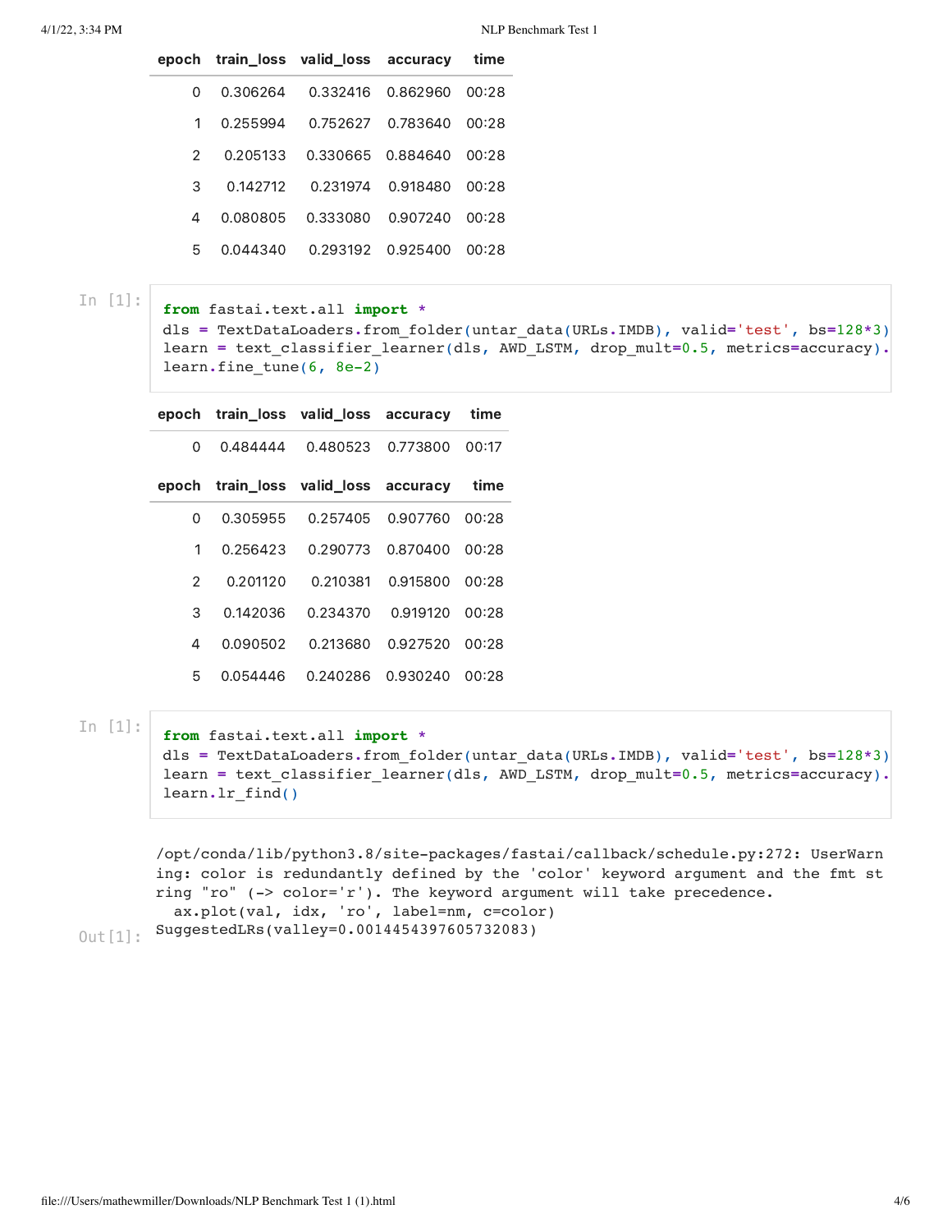| epoch | train_loss | valid_loss | accuracy | time |
|---|---|---|---|---|
| 0 | 0.306264 | 0.332416 | 0.862960 | 00:28 |
| 1 | 0.255994 | 0.752627 | 0.783640 | 00:28 |
| 2 | 0.205133 | 0.330665 | 0.884640 | 00:28 |
| 3 | 0.142712 | 0.231974 | 0.918480 | 00:28 |
| 4 | 0.080805 | 0.333080 | 0.907240 | 00:28 |
| 5 | 0.044340 | 0.293192 | 0.925400 | 00:28 |

In [1]:

```
from fastai.text.all import *
dls = TextDataLoaders.from_folder(untar_data(URLs.IMDB), valid='test', bs=128*3)
learn = text_classifier_learner(dls, AWD_LSTM, drop_mult=0.5, metrics=accuracy).
learn.fine_tune(6, 8e-2)
```

| epoch | train_loss | valid_loss | accuracy | time |
|---|---|---|---|---|
| 0 | 0.484444 | 0.480523 | 0.773800 | 00:17 |

| epoch | train_loss | valid_loss | accuracy | time |
|---|---|---|---|---|
| 0 | 0.305955 | 0.257405 | 0.907760 | 00:28 |
| 1 | 0.256423 | 0.290773 | 0.870400 | 00:28 |
| 2 | 0.201120 | 0.210381 | 0.915800 | 00:28 |
| 3 | 0.142036 | 0.234370 | 0.919120 | 00:28 |
| 4 | 0.090502 | 0.213680 | 0.927520 | 00:28 |
| 5 | 0.054446 | 0.240286 | 0.930240 | 00:28 |

In [1]:

```
from fastai.text.all import *
dls = TextDataLoaders.from_folder(untar_data(URLs.IMDB), valid='test', bs=128*3)
learn = text_classifier_learner(dls, AWD_LSTM, drop_mult=0.5, metrics=accuracy).
learn.lr_find()
```

```
/opt/conda/lib/python3.8/site-packages/fastai/callback/schedule.py:272: UserWarn
ing: color is redundantly defined by the 'color' keyword argument and the fmt st
ring "ro" (-> color='r'). The keyword argument will take precedence.
  ax.plot(val, idx, 'ro', label=nm, c=color)
```

Out[1]:

```
SuggestedLRs(valley=0.0014454397605732083)
```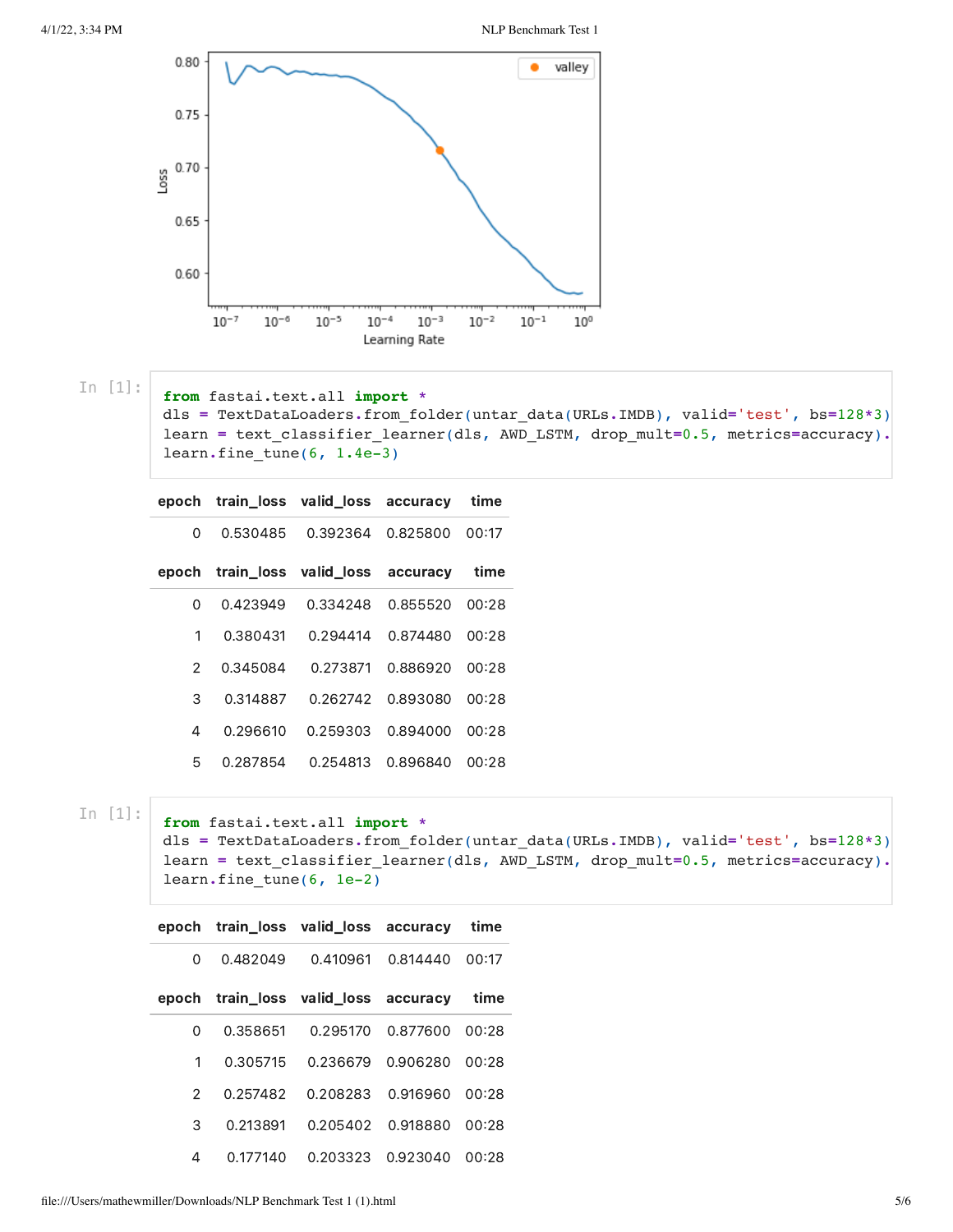```python
from fastai.text.all import *
dls = TextDataLoaders.from_folder(untar_data(URLs.IMDB), valid='test', bs=128*3)
learn = text_classifier_learner(dls, AWD_LSTM, drop_mult=0.5, metrics=accuracy).
learn.fine_tune(6, 1.4e-3)
```

| epoch | train_loss | valid_loss | accuracy | time |
|---|---|---|---|---|
| 0 | 0.530485 | 0.392364 | 0.825800 | 00:17 |

| epoch | train_loss | valid_loss | accuracy | time |
|---|---|---|---|---|
| 0 | 0.423949 | 0.334248 | 0.855520 | 00:28 |
| 1 | 0.380431 | 0.294414 | 0.874480 | 00:28 |
| 2 | 0.345084 | 0.273871 | 0.886920 | 00:28 |
| 3 | 0.314887 | 0.262742 | 0.893080 | 00:28 |
| 4 | 0.296610 | 0.259303 | 0.894000 | 00:28 |
| 5 | 0.287854 | 0.254813 | 0.896840 | 00:28 |

```python
from fastai.text.all import *
dls = TextDataLoaders.from_folder(untar_data(URLs.IMDB), valid='test', bs=128*3)
learn = text_classifier_learner(dls, AWD_LSTM, drop_mult=0.5, metrics=accuracy).
learn.fine_tune(6, 1e-2)
```

| epoch | train_loss | valid_loss | accuracy | time |
|---|---|---|---|---|
| 0 | 0.482049 | 0.410961 | 0.814440 | 00:17 |

| epoch | train_loss | valid_loss | accuracy | time |
|---|---|---|---|---|
| 0 | 0.358651 | 0.295170 | 0.877600 | 00:28 |
| 1 | 0.305715 | 0.236679 | 0.906280 | 00:28 |
| 2 | 0.257482 | 0.208283 | 0.916960 | 00:28 |
| 3 | 0.213891 | 0.205402 | 0.918880 | 00:28 |
| 4 | 0.177140 | 0.203323 | 0.923040 | 00:28 |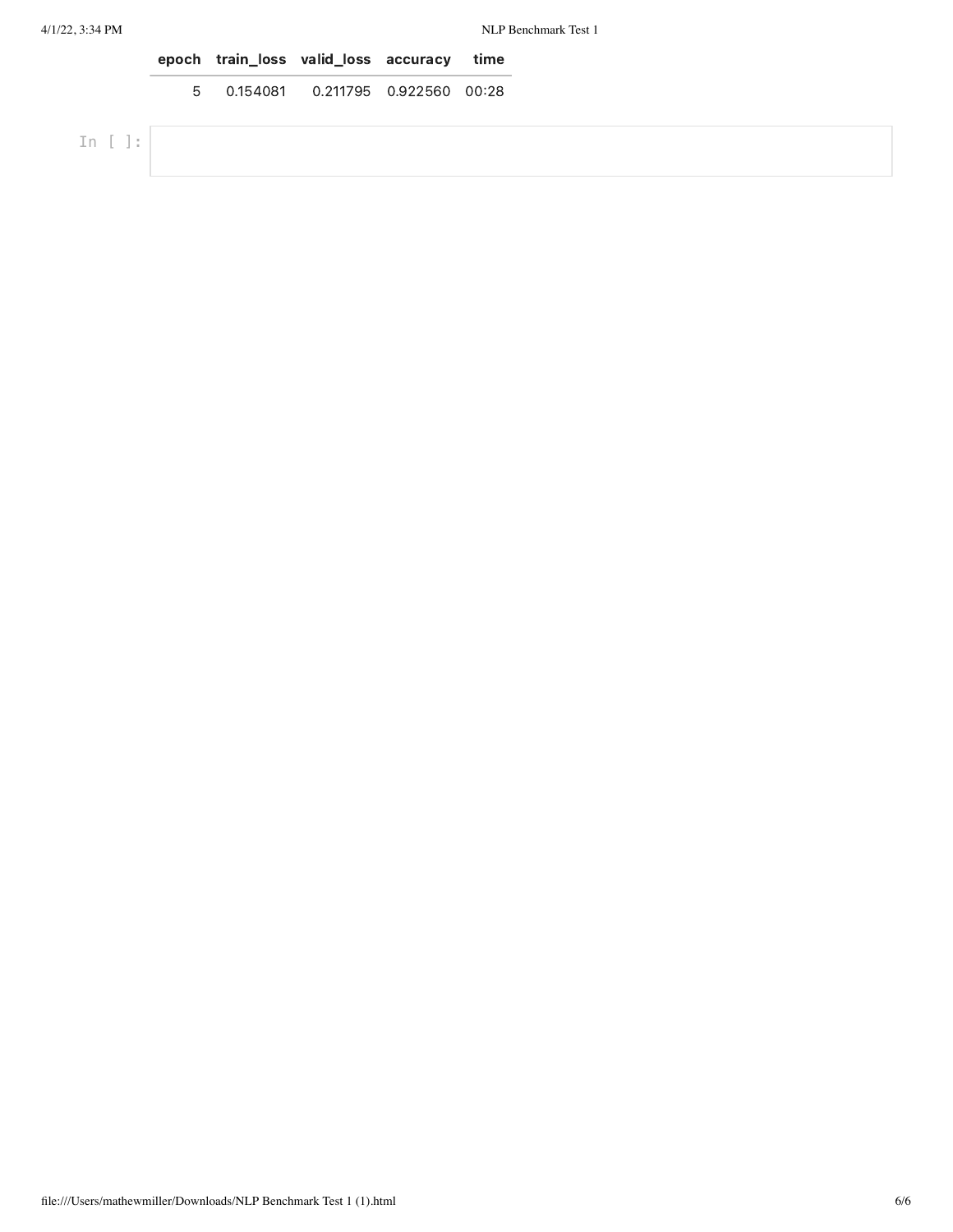| epoch | train_loss | valid_loss | accuracy | time |
|---|---|---|---|---|
| 5 | 0.154081 | 0.211795 | 0.922560 | 00:28 |

In [ ]: